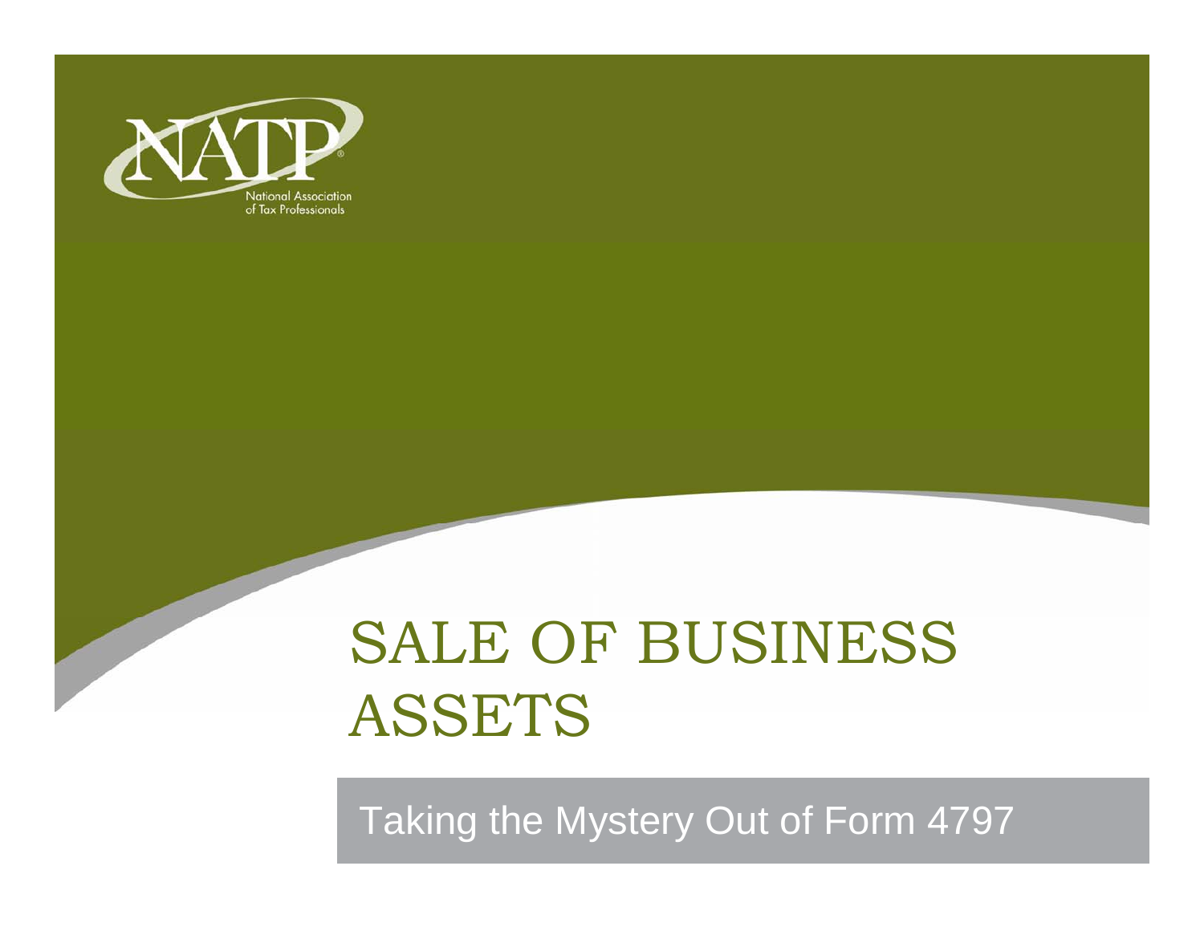NATP

National Association of Tax Professionals

# SALE OF BUSINESS ASSETS

## Taking the Mystery Out of Form 4797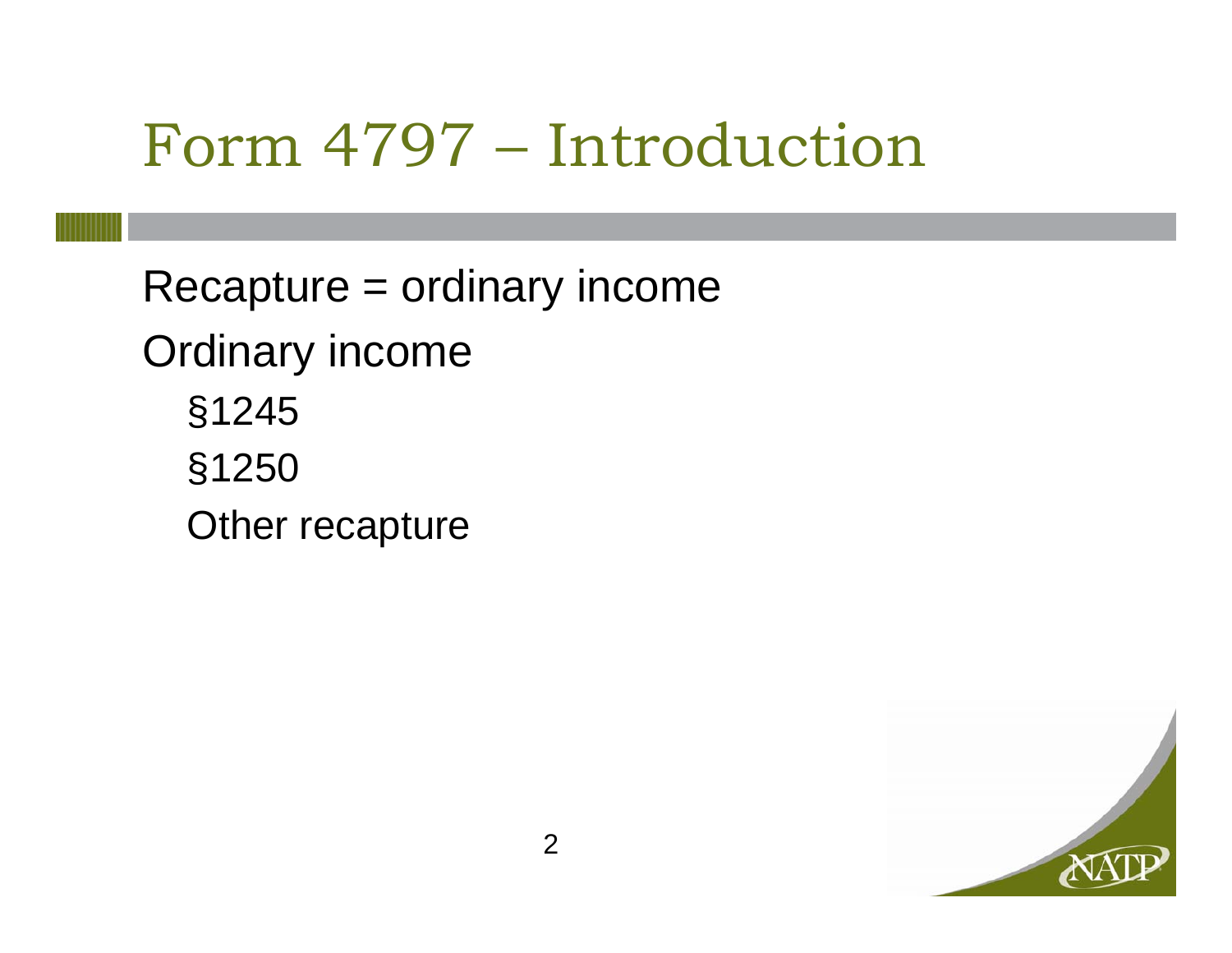# Form 4797 – Introduction

Recapture = ordinary income

Ordinary income

- §1245
- §1250
- Other recapture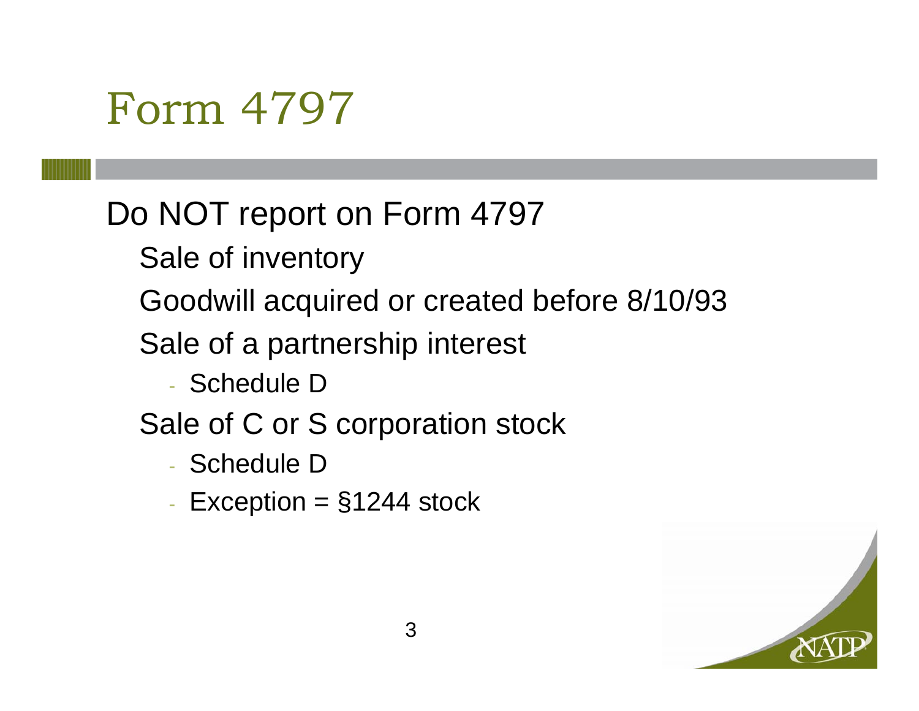# Form 4797

Do NOT report on Form 4797

- Sale of inventory
- Goodwill acquired or created before 8/10/93
- Sale of a partnership interest
  - Schedule D
- Sale of C or S corporation stock
  - Schedule D
  - Exception = §1244 stock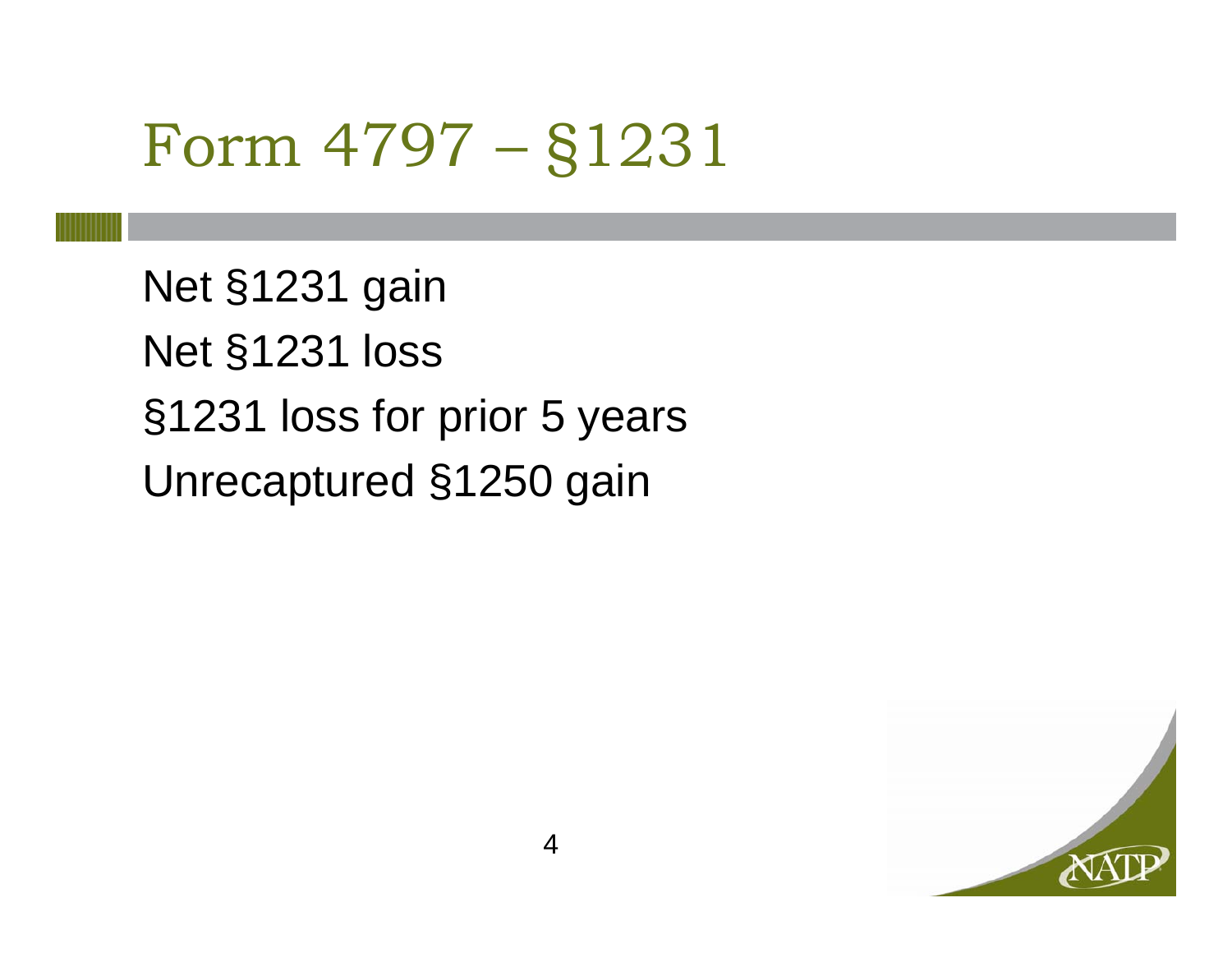# Form 4797 – §1231

Net §1231 gain

Net §1231 loss

§1231 loss for prior 5 years

Unrecaptured §1250 gain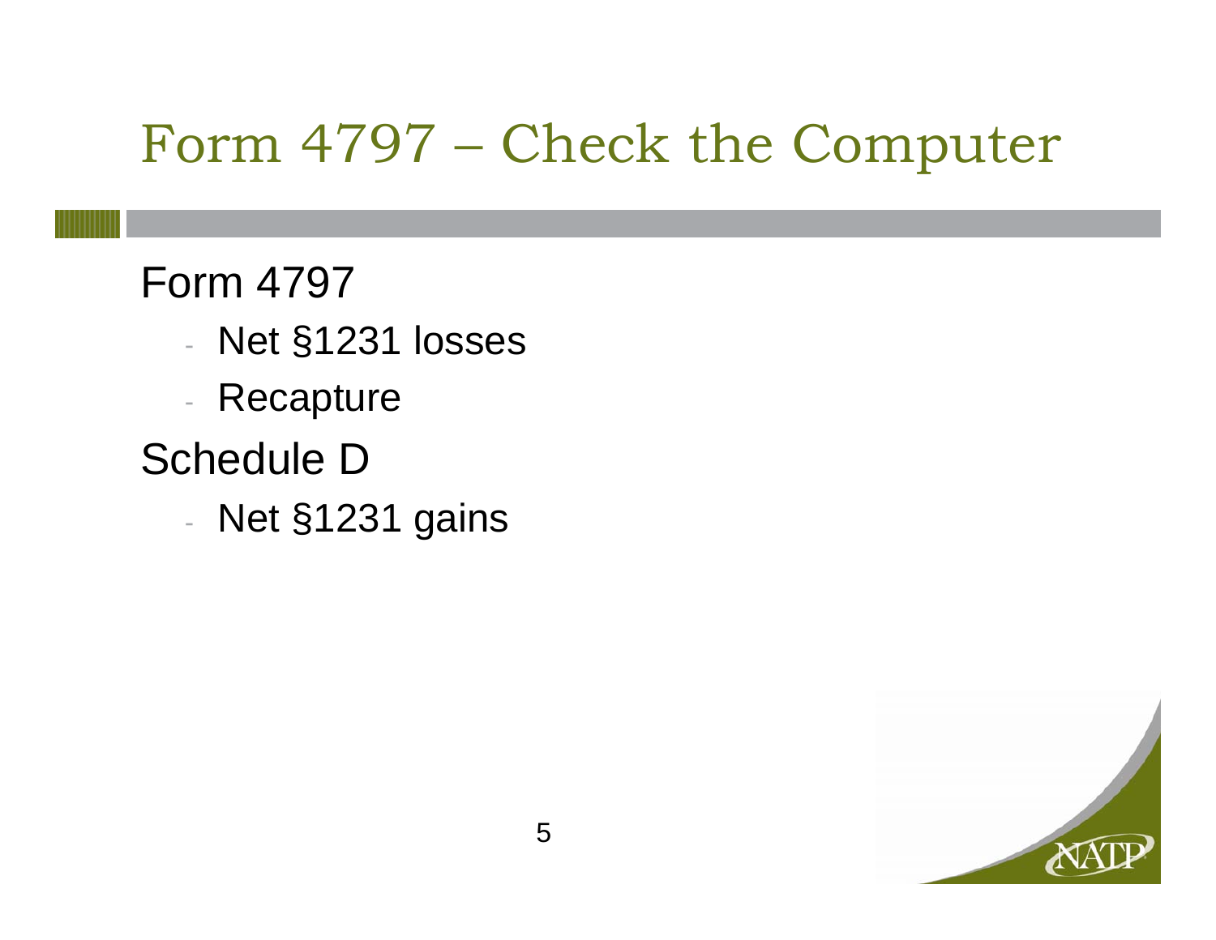# Form 4797 – Check the Computer

Form 4797

- Net §1231 losses
- Recapture

Schedule D

- Net §1231 gains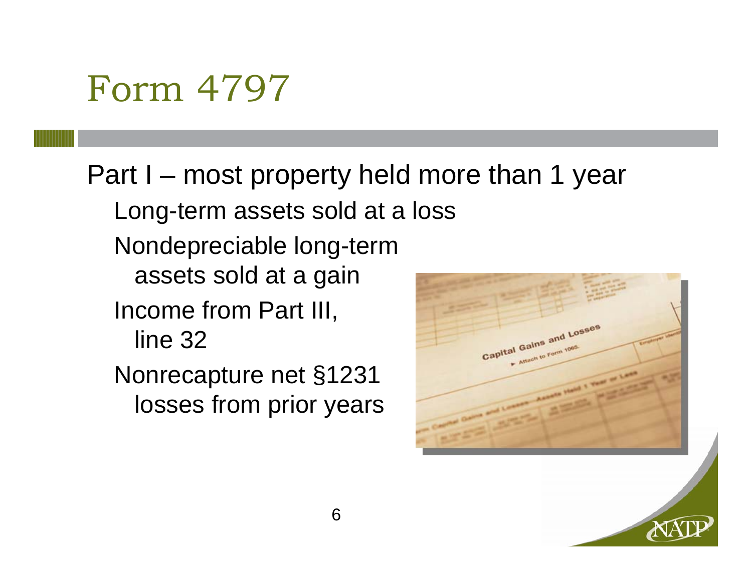# Form 4797

Part I – most property held more than 1 year

- Long-term assets sold at a loss
- Nondepreciable long-term assets sold at a gain
- Income from Part III, line 32
- Nonrecapture net §1231 losses from prior years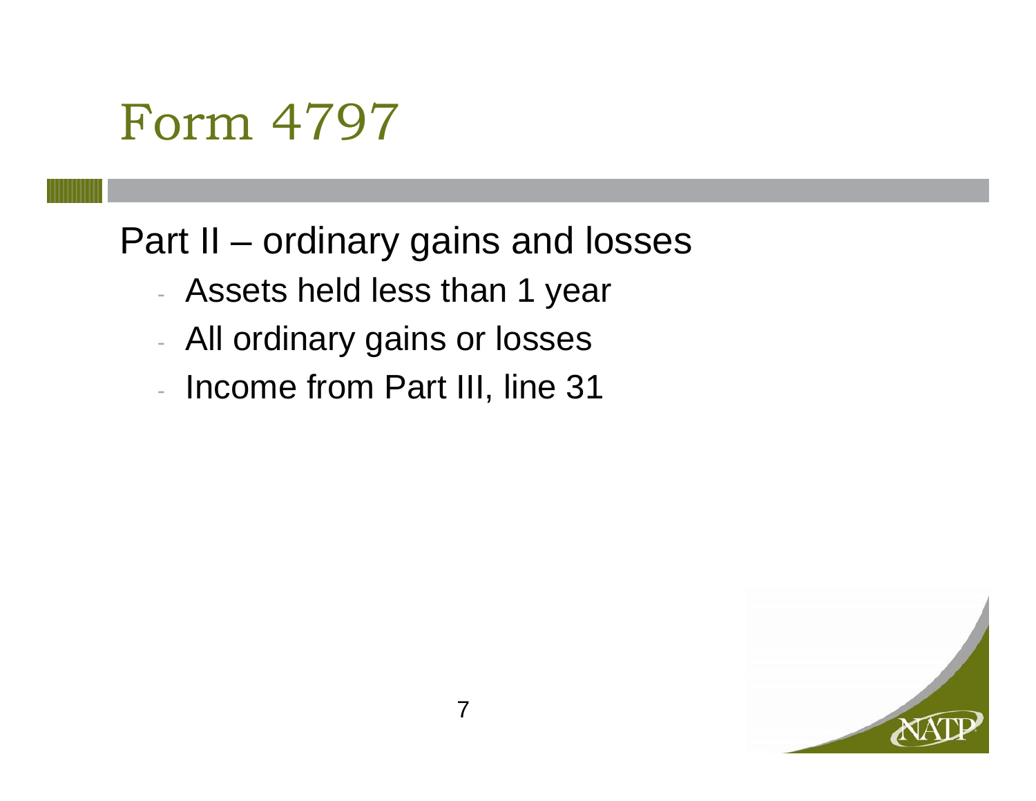# Form 4797

Part II – ordinary gains and losses

- Assets held less than 1 year
- All ordinary gains or losses
- Income from Part III, line 31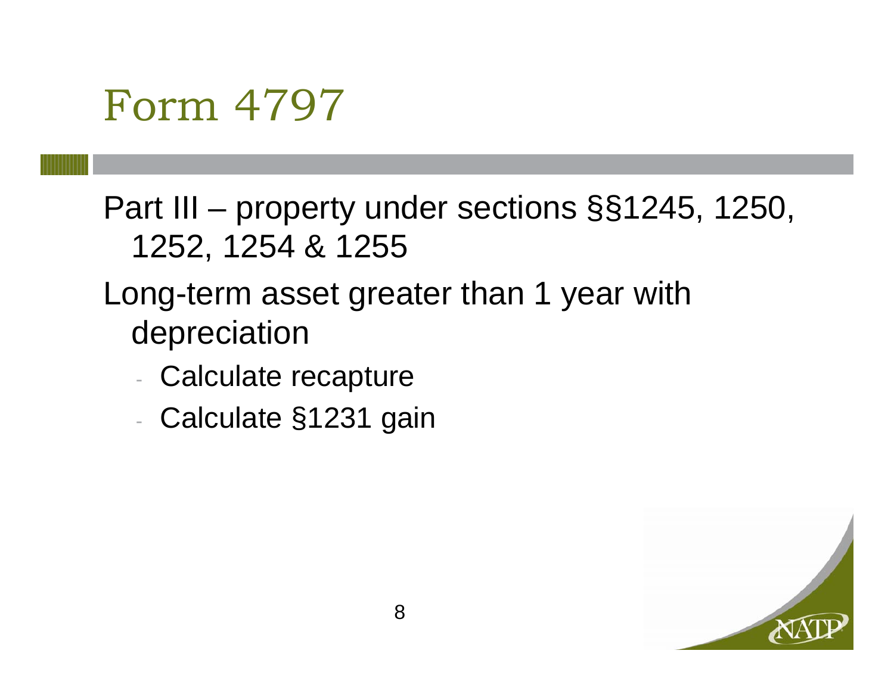# Form 4797

Part III – property under sections §§1245, 1250, 1252, 1254 & 1255

Long-term asset greater than 1 year with depreciation

- Calculate recapture
- Calculate §1231 gain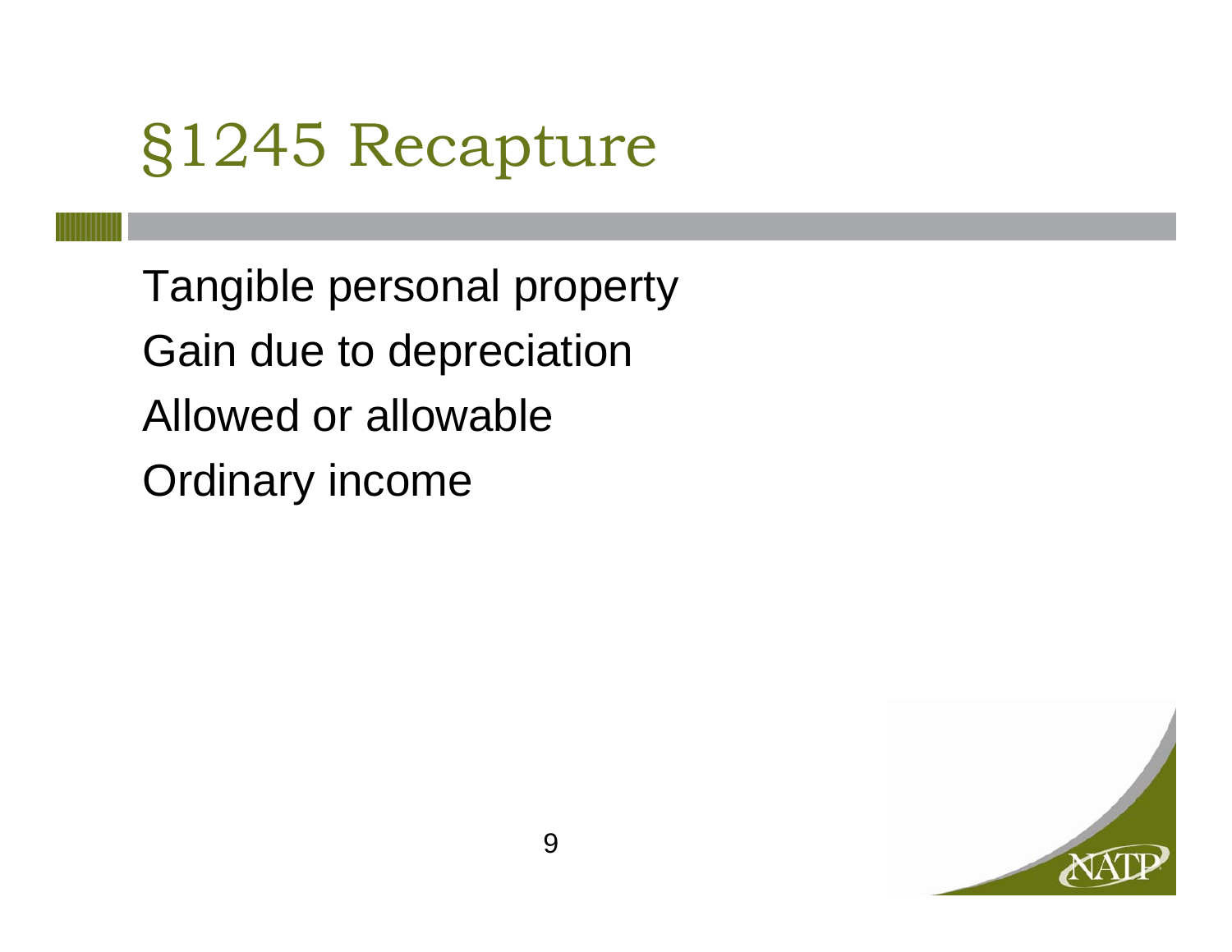# §1245 Recapture

Tangible personal property

Gain due to depreciation

Allowed or allowable

Ordinary income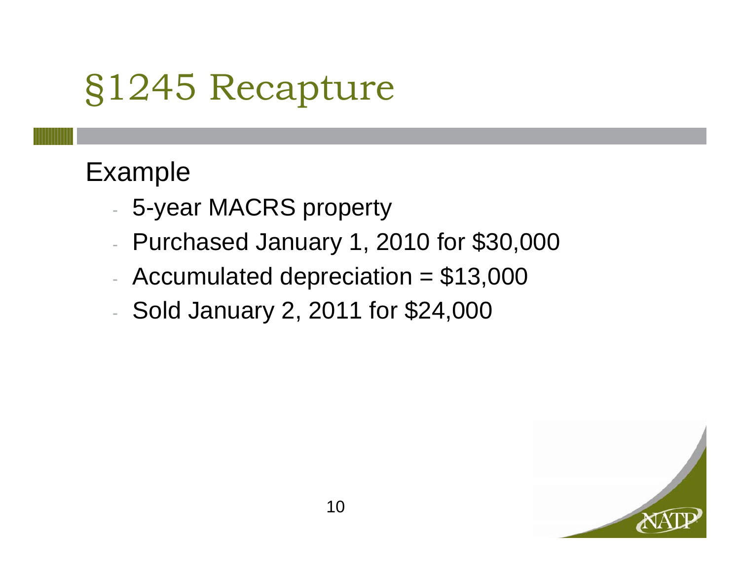# §1245 Recapture

Example

- 5-year MACRS property
- Purchased January 1, 2010 for $30,000
- Accumulated depreciation = $13,000
- Sold January 2, 2011 for $24,000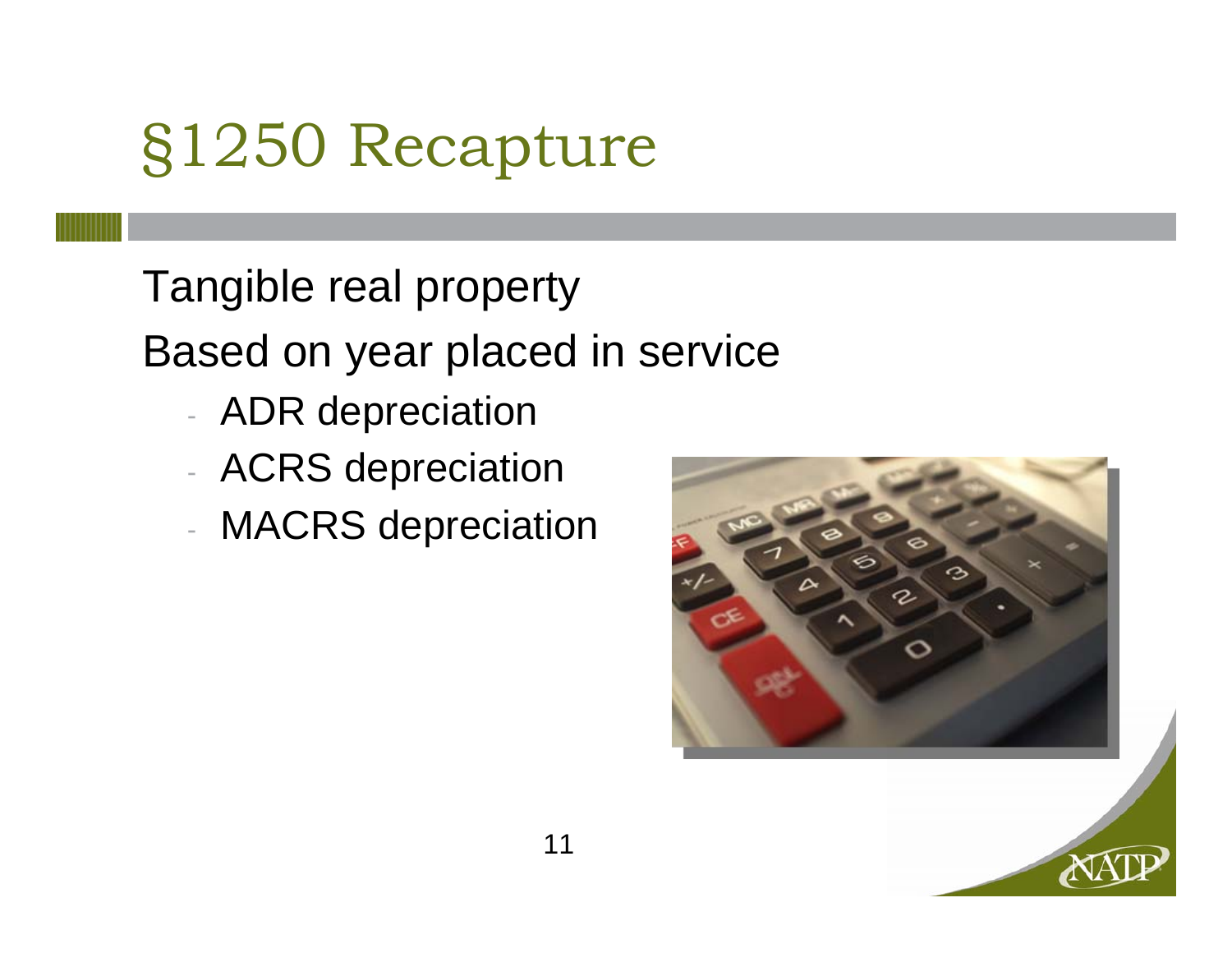# §1250 Recapture

Tangible real property

Based on year placed in service

- ADR depreciation
- ACRS depreciation
- MACRS depreciation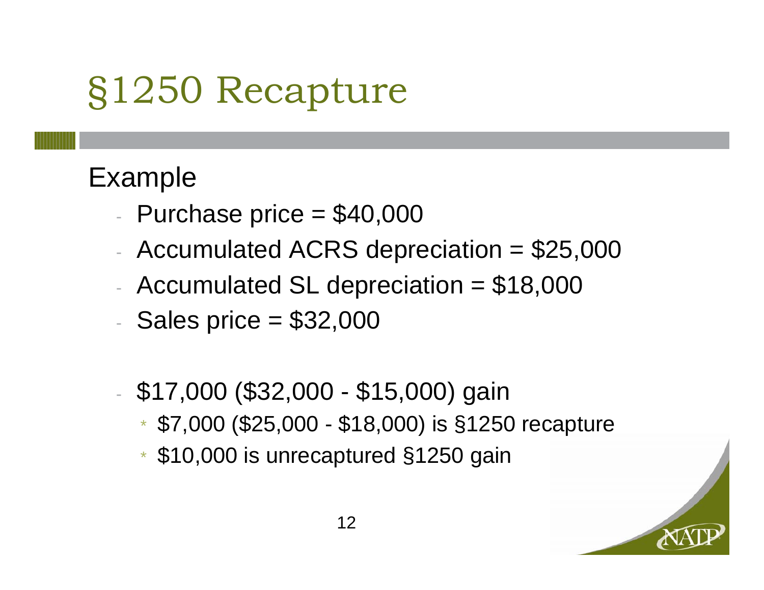# §1250 Recapture

## Example

- Purchase price = $40,000
- Accumulated ACRS depreciation = $25,000
- Accumulated SL depreciation = $18,000
- Sales price = $32,000

- $17,000 ($32,000 - $15,000) gain
  - $7,000 ($25,000 - $18,000) is §1250 recapture
  - $10,000 is unrecaptured §1250 gain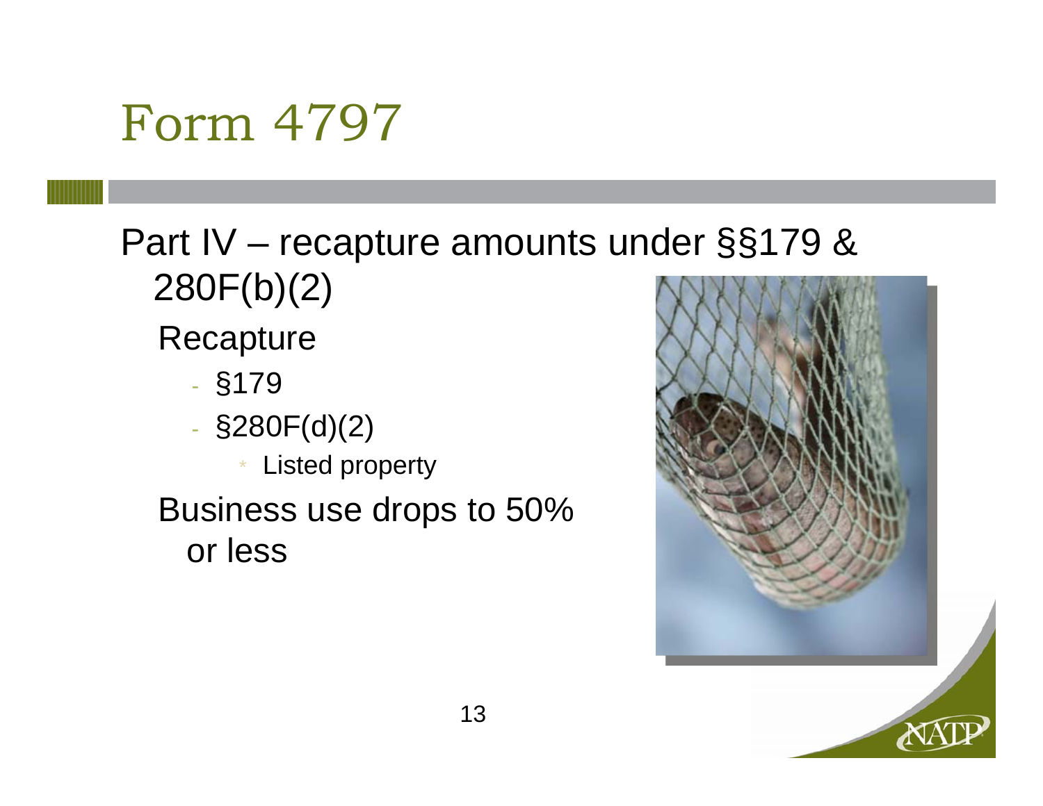# Form 4797

Part IV – recapture amounts under §§179 & 280F(b)(2)

- Recapture
  - §179
  - §280F(d)(2)
    - Listed property
- Business use drops to 50% or less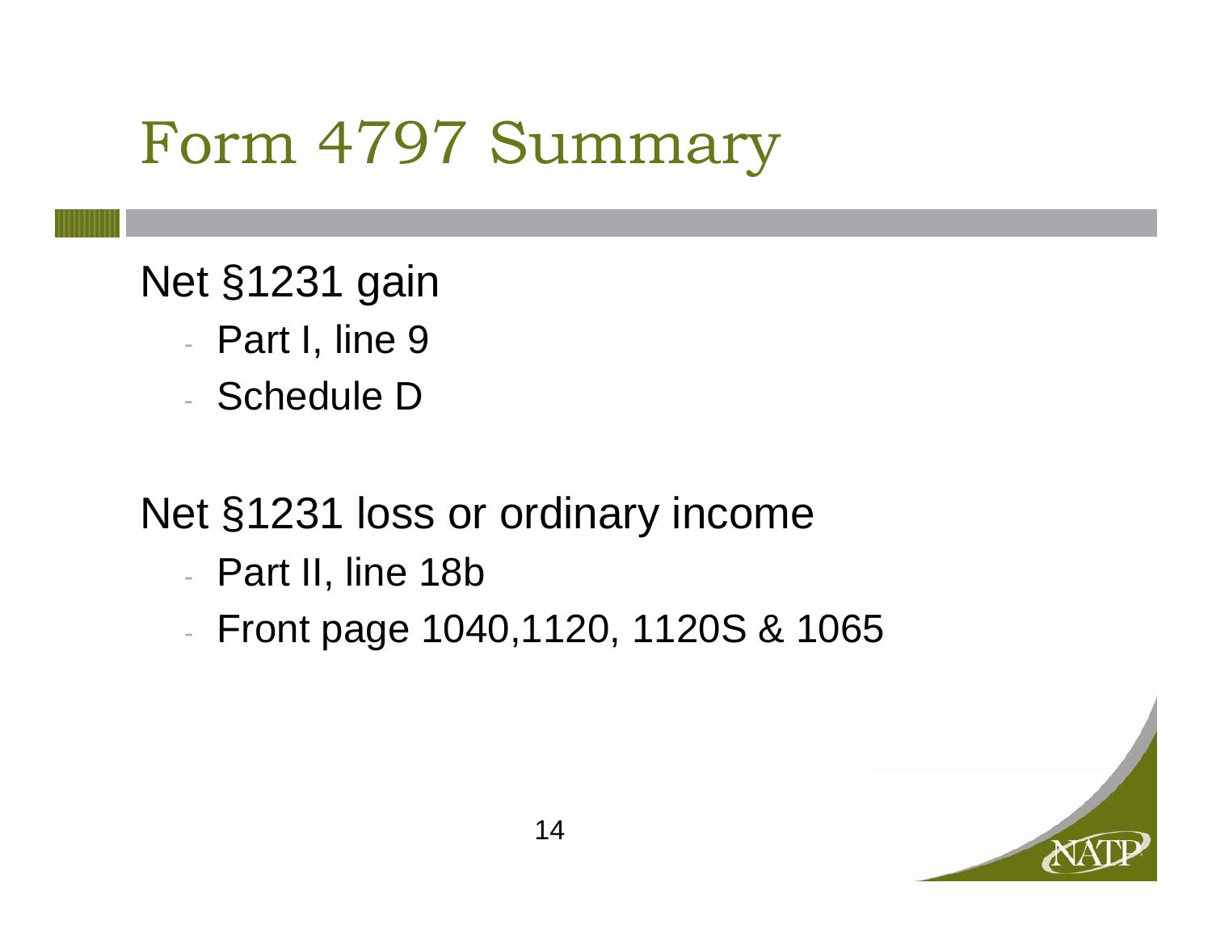# Form 4797 Summary

Net §1231 gain

- Part I, line 9
- Schedule D

Net §1231 loss or ordinary income

- Part II, line 18b
- Front page 1040,1120, 1120S & 1065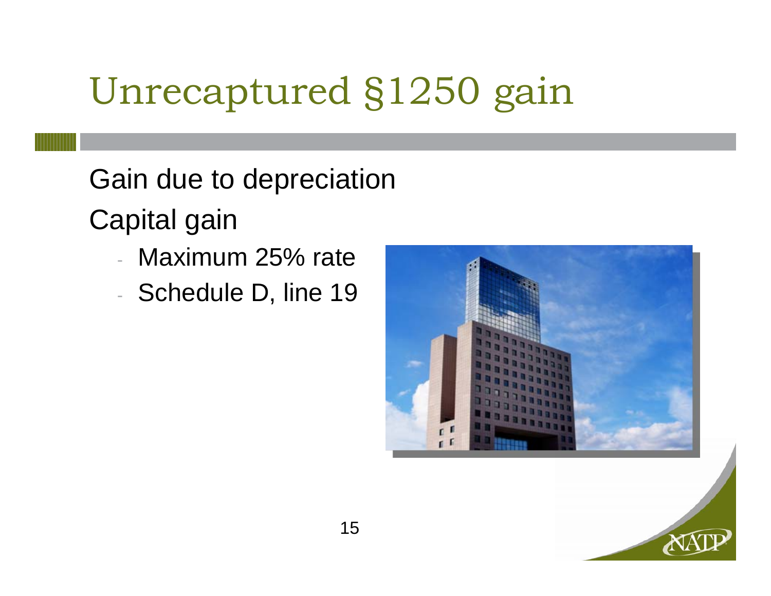# Unrecaptured §1250 gain

- Gain due to depreciation
- Capital gain
  - Maximum 25% rate
  - Schedule D, line 19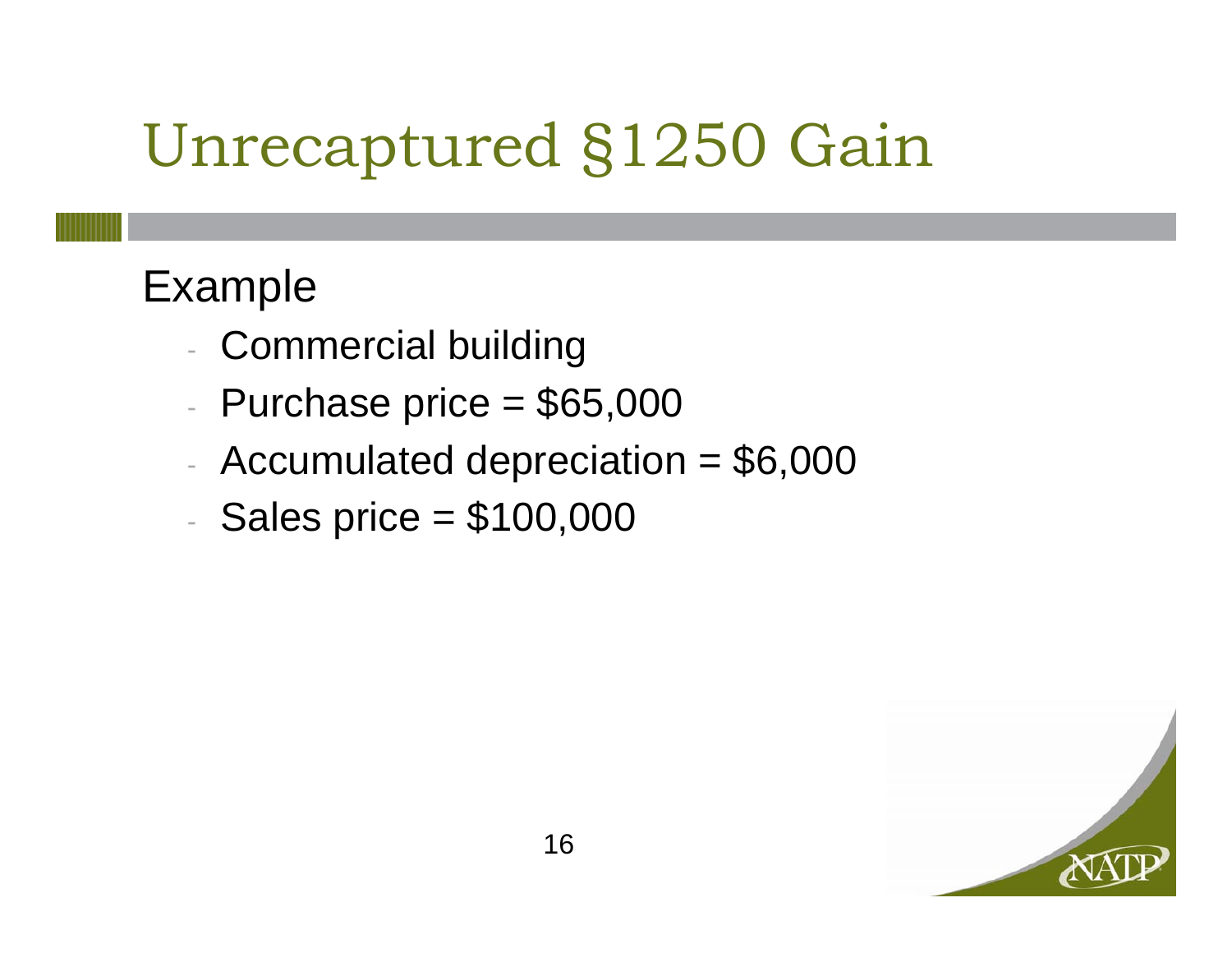# Unrecaptured §1250 Gain

Example

- Commercial building
- Purchase price = $65,000
- Accumulated depreciation = $6,000
- Sales price = $100,000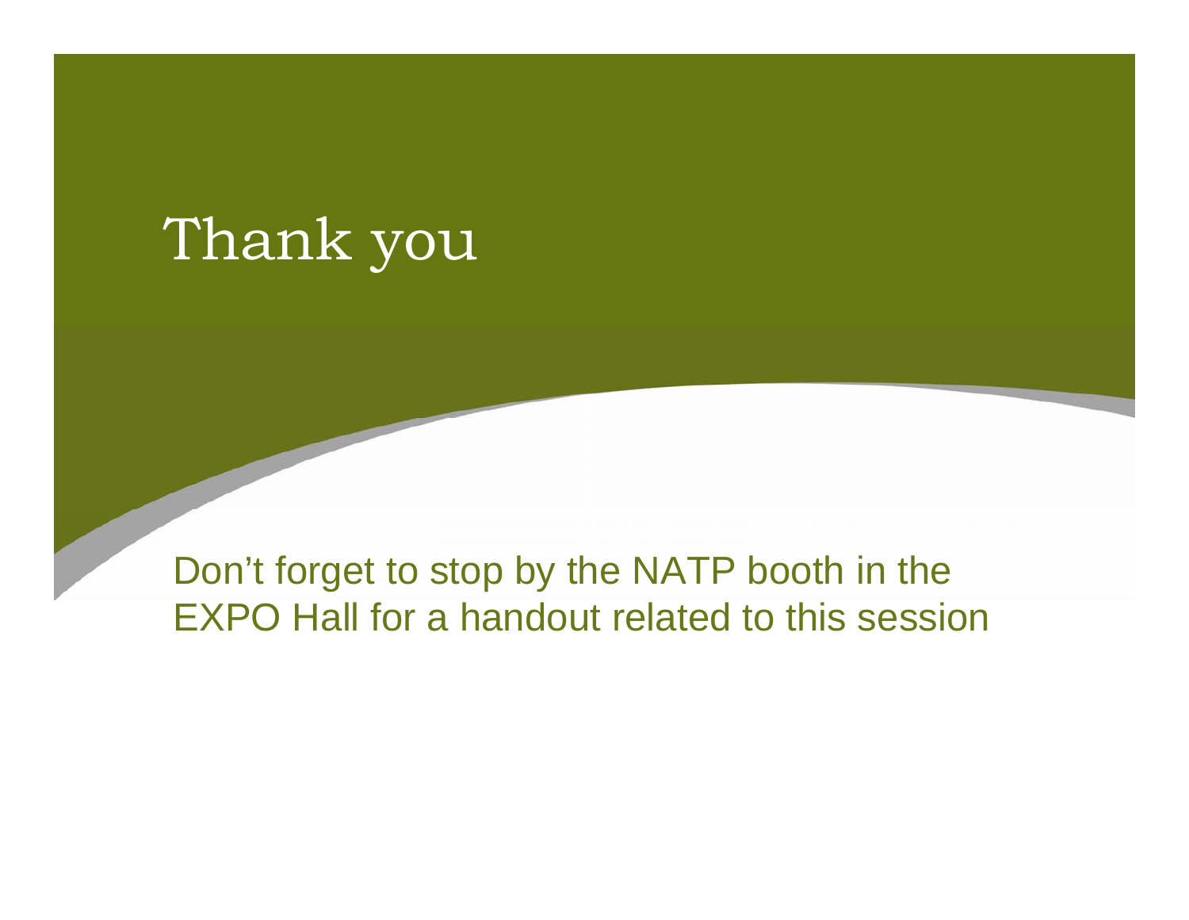# Thank you

Don't forget to stop by the NATP booth in the EXPO Hall for a handout related to this session